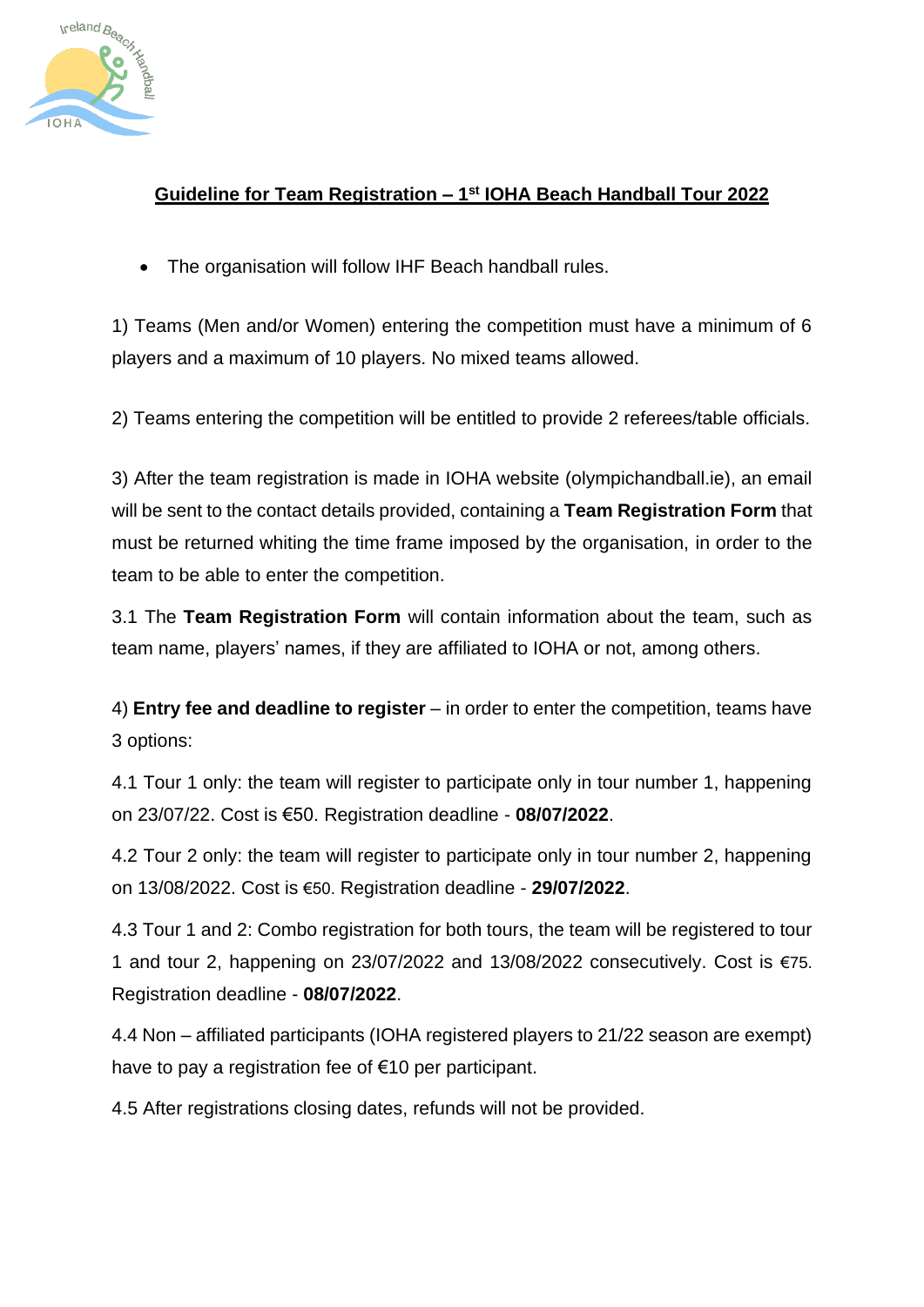## Guideline for Team Registration – 1st IOHA Beach Handball Tour 2022

- The organisation will follow IHF Beach handball rules.

1) Teams (Men and/or Women) entering the competition must have a minimum of 6 players and a maximum of 10 players. No mixed teams allowed.

2) Teams entering the competition will be entitled to provide 2 referees/table officials.

3) After the team registration is made in IOHA website (olympichandball.ie), an email will be sent to the contact details provided, containing a **Team Registration Form** that must be returned whiting the time frame imposed by the organisation, in order to the team to be able to enter the competition.

3.1 The **Team Registration Form** will contain information about the team, such as team name, players' names, if they are affiliated to IOHA or not, among others.

4) **Entry fee and deadline to register** – in order to enter the competition, teams have 3 options:

4.1 Tour 1 only: the team will register to participate only in tour number 1, happening on 23/07/22. Cost is €50. Registration deadline - **08/07/2022**.

4.2 Tour 2 only: the team will register to participate only in tour number 2, happening on 13/08/2022. Cost is €50. Registration deadline - **29/07/2022**.

4.3 Tour 1 and 2: Combo registration for both tours, the team will be registered to tour 1 and tour 2, happening on 23/07/2022 and 13/08/2022 consecutively. Cost is €75. Registration deadline - **08/07/2022**.

4.4 Non – affiliated participants (IOHA registered players to 21/22 season are exempt) have to pay a registration fee of €10 per participant.

4.5 After registrations closing dates, refunds will not be provided.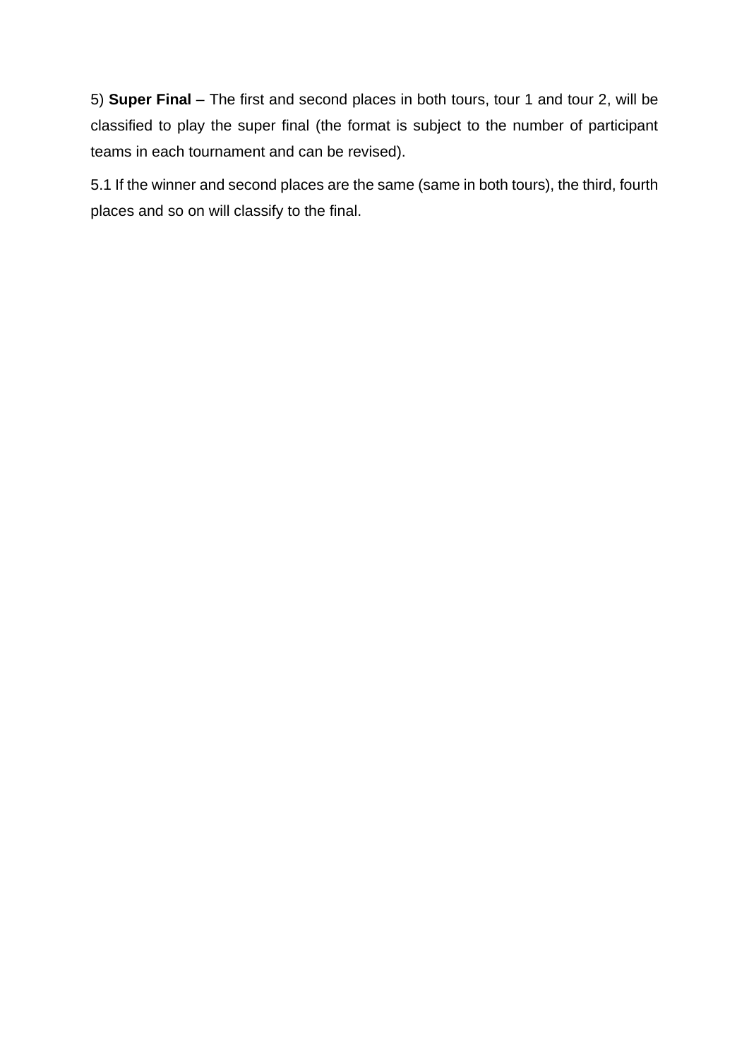5) **Super Final** – The first and second places in both tours, tour 1 and tour 2, will be classified to play the super final (the format is subject to the number of participant teams in each tournament and can be revised).

5.1 If the winner and second places are the same (same in both tours), the third, fourth places and so on will classify to the final.